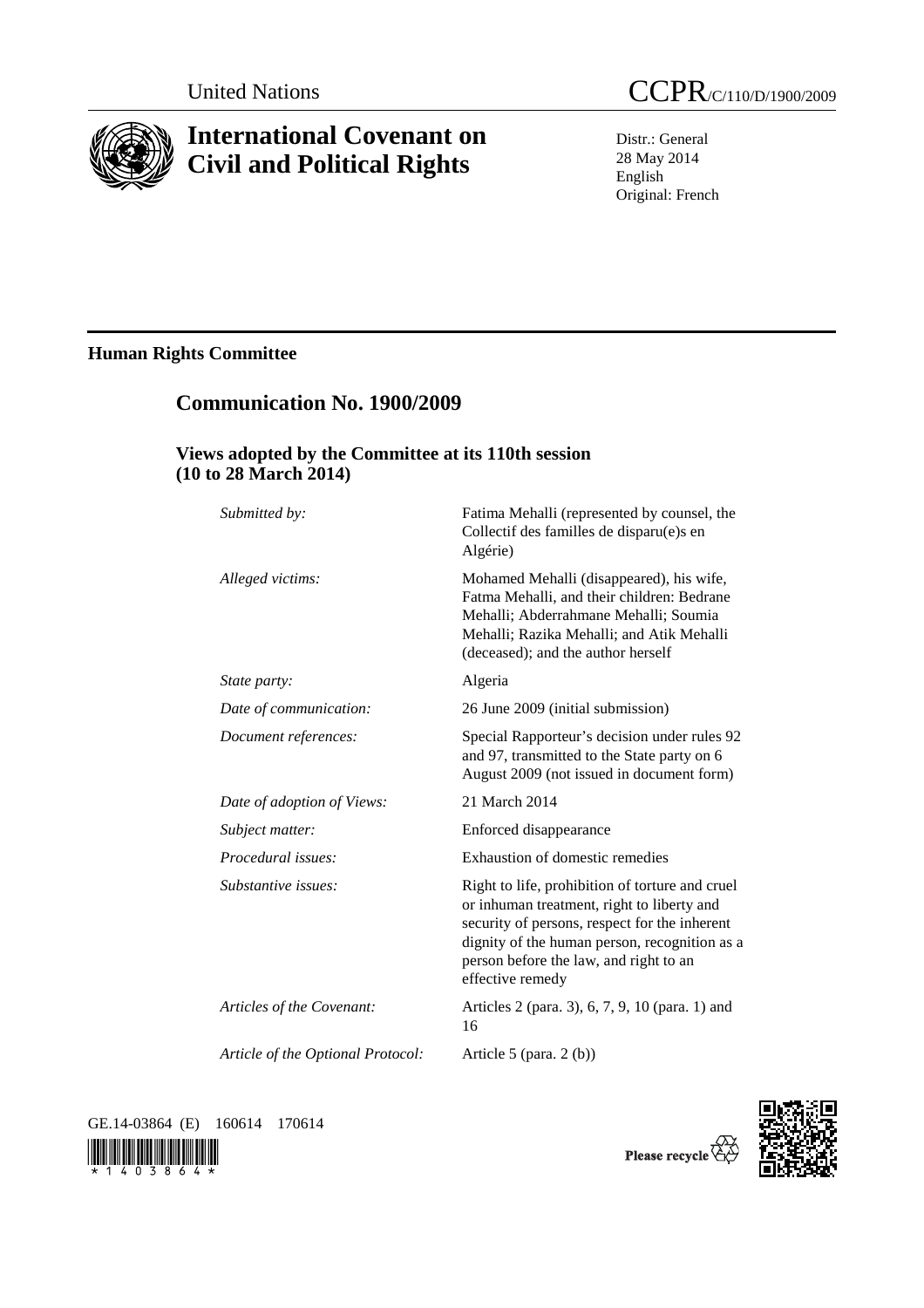United Nations

CCPR/C/110/D/1900/2009

# International Covenant on Civil and Political Rights

Distr.: General
28 May 2014
English
Original: French

## Human Rights Committee

## Communication No. 1900/2009

### Views adopted by the Committee at its 110th session (10 to 28 March 2014)

| | |
|---|---|
| *Submitted by:* | Fatima Mehalli (represented by counsel, the Collectif des familles de disparu(e)s en Algérie) |
| *Alleged victims:* | Mohamed Mehalli (disappeared), his wife, Fatma Mehalli, and their children: Bedrane Mehalli; Abderrahmane Mehalli; Soumia Mehalli; Razika Mehalli; and Atik Mehalli (deceased); and the author herself |
| *State party:* | Algeria |
| *Date of communication:* | 26 June 2009 (initial submission) |
| *Document references:* | Special Rapporteur's decision under rules 92 and 97, transmitted to the State party on 6 August 2009 (not issued in document form) |
| *Date of adoption of Views:* | 21 March 2014 |
| *Subject matter:* | Enforced disappearance |
| *Procedural issues:* | Exhaustion of domestic remedies |
| *Substantive issues:* | Right to life, prohibition of torture and cruel or inhuman treatment, right to liberty and security of persons, respect for the inherent dignity of the human person, recognition as a person before the law, and right to an effective remedy |
| *Articles of the Covenant:* | Articles 2 (para. 3), 6, 7, 9, 10 (para. 1) and 16 |
| *Article of the Optional Protocol:* | Article 5 (para. 2 (b)) |

GE.14-03864 (E) 160614 170614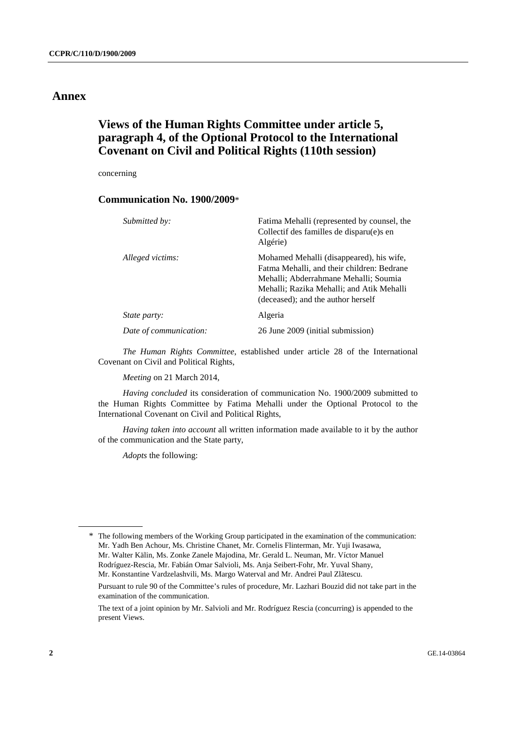# Annex

## Views of the Human Rights Committee under article 5, paragraph 4, of the Optional Protocol to the International Covenant on Civil and Political Rights (110th session)

concerning

### Communication No. 1900/2009*

| | |
|---|---|
| *Submitted by:* | Fatima Mehalli (represented by counsel, the Collectif des familles de disparu(e)s en Algérie) |
| *Alleged victims:* | Mohamed Mehalli (disappeared), his wife, Fatma Mehalli, and their children: Bedrane Mehalli; Abderrahmane Mehalli; Soumia Mehalli; Razika Mehalli; and Atik Mehalli (deceased); and the author herself |
| *State party:* | Algeria |
| *Date of communication:* | 26 June 2009 (initial submission) |

*The Human Rights Committee*, established under article 28 of the International Covenant on Civil and Political Rights,

*Meeting* on 21 March 2014,

*Having concluded* its consideration of communication No. 1900/2009 submitted to the Human Rights Committee by Fatima Mehalli under the Optional Protocol to the International Covenant on Civil and Political Rights,

*Having taken into account* all written information made available to it by the author of the communication and the State party,

*Adopts* the following:

---

\* The following members of the Working Group participated in the examination of the communication: Mr. Yadh Ben Achour, Ms. Christine Chanet, Mr. Cornelis Flinterman, Mr. Yuji Iwasawa, Mr. Walter Kälin, Ms. Zonke Zanele Majodina, Mr. Gerald L. Neuman, Mr. Víctor Manuel Rodríguez-Rescia, Mr. Fabián Omar Salvioli, Ms. Anja Seibert-Fohr, Mr. Yuval Shany, Mr. Konstantine Vardzelashvili, Ms. Margo Waterval and Mr. Andrei Paul Zlãtescu.

Pursuant to rule 90 of the Committee's rules of procedure, Mr. Lazhari Bouzid did not take part in the examination of the communication.

The text of a joint opinion by Mr. Salvioli and Mr. Rodríguez Rescia (concurring) is appended to the present Views.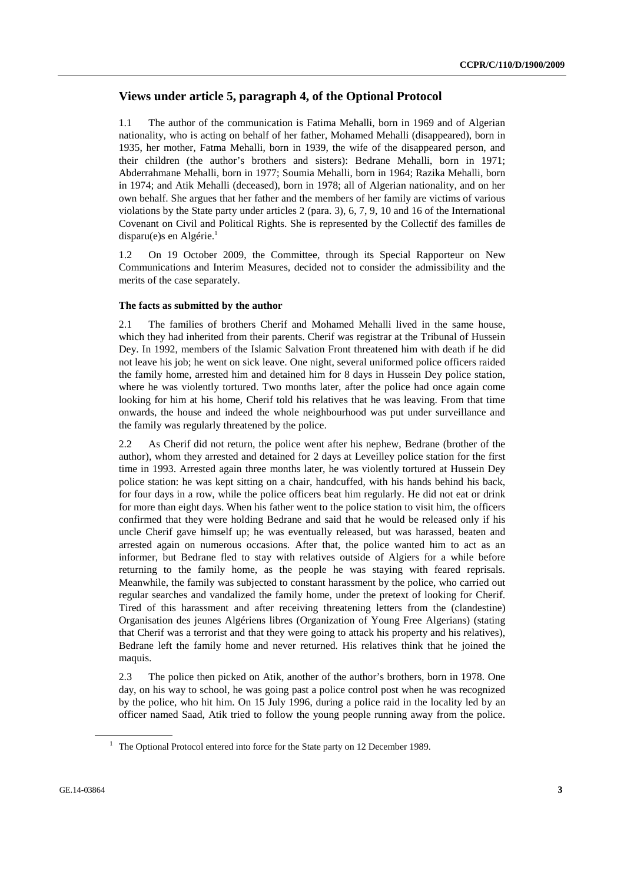## Views under article 5, paragraph 4, of the Optional Protocol

1.1 The author of the communication is Fatima Mehalli, born in 1969 and of Algerian nationality, who is acting on behalf of her father, Mohamed Mehalli (disappeared), born in 1935, her mother, Fatma Mehalli, born in 1939, the wife of the disappeared person, and their children (the author's brothers and sisters): Bedrane Mehalli, born in 1971; Abderrahmane Mehalli, born in 1977; Soumia Mehalli, born in 1964; Razika Mehalli, born in 1974; and Atik Mehalli (deceased), born in 1978; all of Algerian nationality, and on her own behalf. She argues that her father and the members of her family are victims of various violations by the State party under articles 2 (para. 3), 6, 7, 9, 10 and 16 of the International Covenant on Civil and Political Rights. She is represented by the Collectif des familles de disparu(e)s en Algérie.[1]

1.2 On 19 October 2009, the Committee, through its Special Rapporteur on New Communications and Interim Measures, decided not to consider the admissibility and the merits of the case separately.

### The facts as submitted by the author

2.1 The families of brothers Cherif and Mohamed Mehalli lived in the same house, which they had inherited from their parents. Cherif was registrar at the Tribunal of Hussein Dey. In 1992, members of the Islamic Salvation Front threatened him with death if he did not leave his job; he went on sick leave. One night, several uniformed police officers raided the family home, arrested him and detained him for 8 days in Hussein Dey police station, where he was violently tortured. Two months later, after the police had once again come looking for him at his home, Cherif told his relatives that he was leaving. From that time onwards, the house and indeed the whole neighbourhood was put under surveillance and the family was regularly threatened by the police.

2.2 As Cherif did not return, the police went after his nephew, Bedrane (brother of the author), whom they arrested and detained for 2 days at Leveilley police station for the first time in 1993. Arrested again three months later, he was violently tortured at Hussein Dey police station: he was kept sitting on a chair, handcuffed, with his hands behind his back, for four days in a row, while the police officers beat him regularly. He did not eat or drink for more than eight days. When his father went to the police station to visit him, the officers confirmed that they were holding Bedrane and said that he would be released only if his uncle Cherif gave himself up; he was eventually released, but was harassed, beaten and arrested again on numerous occasions. After that, the police wanted him to act as an informer, but Bedrane fled to stay with relatives outside of Algiers for a while before returning to the family home, as the people he was staying with feared reprisals. Meanwhile, the family was subjected to constant harassment by the police, who carried out regular searches and vandalized the family home, under the pretext of looking for Cherif. Tired of this harassment and after receiving threatening letters from the (clandestine) Organisation des jeunes Algériens libres (Organization of Young Free Algerians) (stating that Cherif was a terrorist and that they were going to attack his property and his relatives), Bedrane left the family home and never returned. His relatives think that he joined the maquis.

2.3 The police then picked on Atik, another of the author's brothers, born in 1978. One day, on his way to school, he was going past a police control post when he was recognized by the police, who hit him. On 15 July 1996, during a police raid in the locality led by an officer named Saad, Atik tried to follow the young people running away from the police.

---

[1] The Optional Protocol entered into force for the State party on 12 December 1989.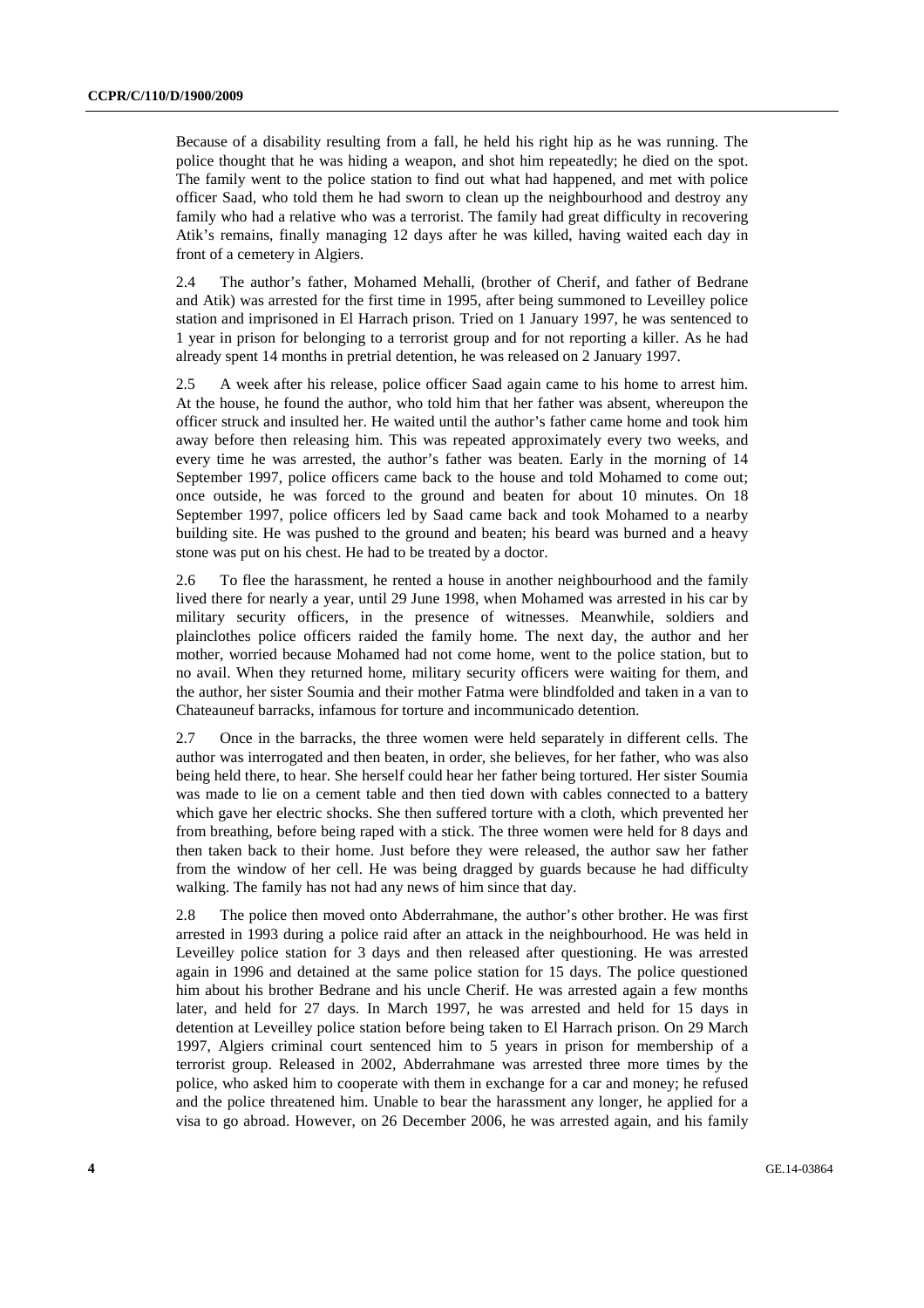Because of a disability resulting from a fall, he held his right hip as he was running. The police thought that he was hiding a weapon, and shot him repeatedly; he died on the spot. The family went to the police station to find out what had happened, and met with police officer Saad, who told them he had sworn to clean up the neighbourhood and destroy any family who had a relative who was a terrorist. The family had great difficulty in recovering Atik's remains, finally managing 12 days after he was killed, having waited each day in front of a cemetery in Algiers.

2.4 The author's father, Mohamed Mehalli, (brother of Cherif, and father of Bedrane and Atik) was arrested for the first time in 1995, after being summoned to Leveilley police station and imprisoned in El Harrach prison. Tried on 1 January 1997, he was sentenced to 1 year in prison for belonging to a terrorist group and for not reporting a killer. As he had already spent 14 months in pretrial detention, he was released on 2 January 1997.

2.5 A week after his release, police officer Saad again came to his home to arrest him. At the house, he found the author, who told him that her father was absent, whereupon the officer struck and insulted her. He waited until the author's father came home and took him away before then releasing him. This was repeated approximately every two weeks, and every time he was arrested, the author's father was beaten. Early in the morning of 14 September 1997, police officers came back to the house and told Mohamed to come out; once outside, he was forced to the ground and beaten for about 10 minutes. On 18 September 1997, police officers led by Saad came back and took Mohamed to a nearby building site. He was pushed to the ground and beaten; his beard was burned and a heavy stone was put on his chest. He had to be treated by a doctor.

2.6 To flee the harassment, he rented a house in another neighbourhood and the family lived there for nearly a year, until 29 June 1998, when Mohamed was arrested in his car by military security officers, in the presence of witnesses. Meanwhile, soldiers and plainclothes police officers raided the family home. The next day, the author and her mother, worried because Mohamed had not come home, went to the police station, but to no avail. When they returned home, military security officers were waiting for them, and the author, her sister Soumia and their mother Fatma were blindfolded and taken in a van to Chateauneuf barracks, infamous for torture and incommunicado detention.

2.7 Once in the barracks, the three women were held separately in different cells. The author was interrogated and then beaten, in order, she believes, for her father, who was also being held there, to hear. She herself could hear her father being tortured. Her sister Soumia was made to lie on a cement table and then tied down with cables connected to a battery which gave her electric shocks. She then suffered torture with a cloth, which prevented her from breathing, before being raped with a stick. The three women were held for 8 days and then taken back to their home. Just before they were released, the author saw her father from the window of her cell. He was being dragged by guards because he had difficulty walking. The family has not had any news of him since that day.

2.8 The police then moved onto Abderrahmane, the author's other brother. He was first arrested in 1993 during a police raid after an attack in the neighbourhood. He was held in Leveilley police station for 3 days and then released after questioning. He was arrested again in 1996 and detained at the same police station for 15 days. The police questioned him about his brother Bedrane and his uncle Cherif. He was arrested again a few months later, and held for 27 days. In March 1997, he was arrested and held for 15 days in detention at Leveilley police station before being taken to El Harrach prison. On 29 March 1997, Algiers criminal court sentenced him to 5 years in prison for membership of a terrorist group. Released in 2002, Abderrahmane was arrested three more times by the police, who asked him to cooperate with them in exchange for a car and money; he refused and the police threatened him. Unable to bear the harassment any longer, he applied for a visa to go abroad. However, on 26 December 2006, he was arrested again, and his family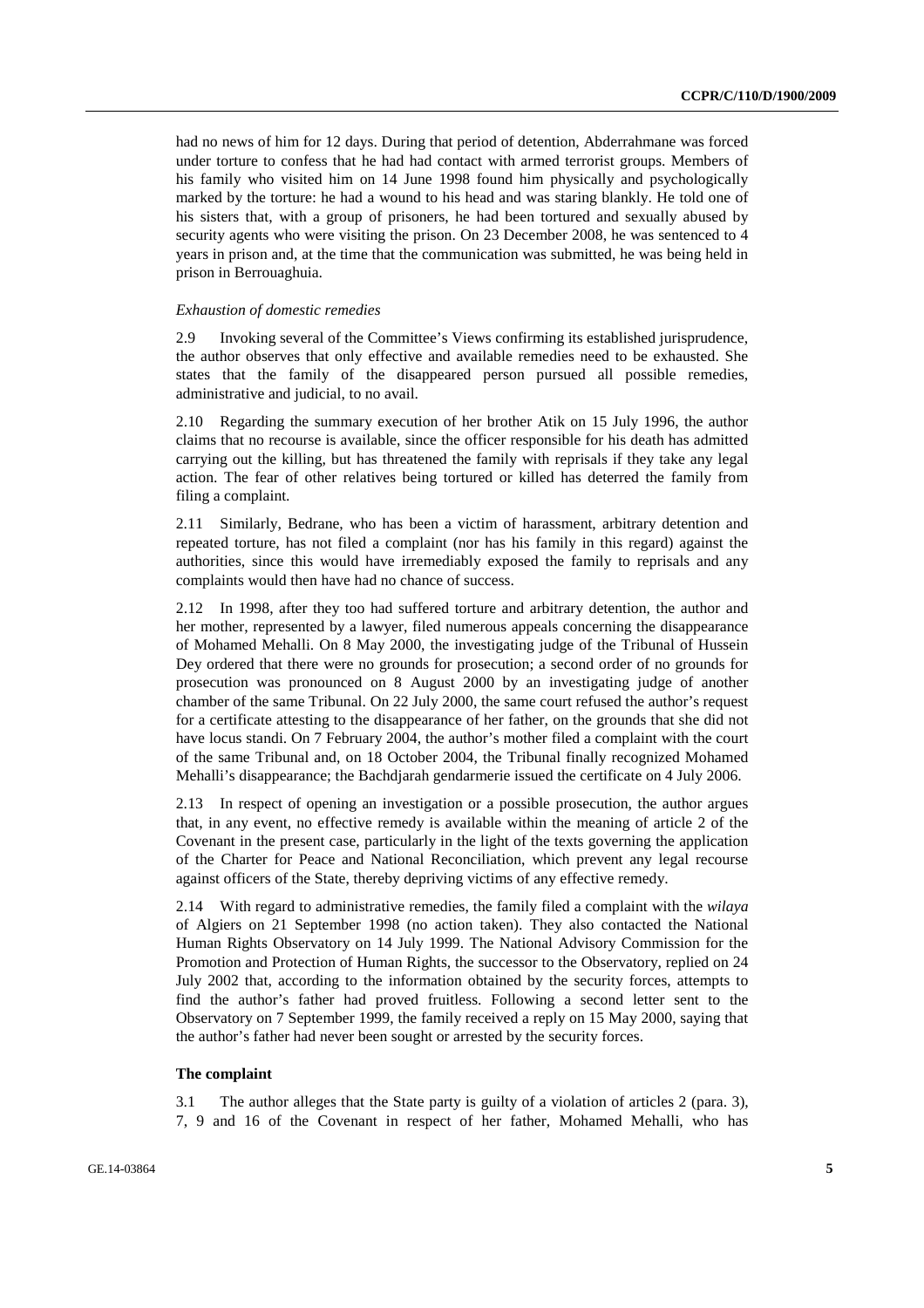had no news of him for 12 days. During that period of detention, Abderrahmane was forced under torture to confess that he had had contact with armed terrorist groups. Members of his family who visited him on 14 June 1998 found him physically and psychologically marked by the torture: he had a wound to his head and was staring blankly. He told one of his sisters that, with a group of prisoners, he had been tortured and sexually abused by security agents who were visiting the prison. On 23 December 2008, he was sentenced to 4 years in prison and, at the time that the communication was submitted, he was being held in prison in Berrouaghuia.

*Exhaustion of domestic remedies*

2.9 Invoking several of the Committee's Views confirming its established jurisprudence, the author observes that only effective and available remedies need to be exhausted. She states that the family of the disappeared person pursued all possible remedies, administrative and judicial, to no avail.

2.10 Regarding the summary execution of her brother Atik on 15 July 1996, the author claims that no recourse is available, since the officer responsible for his death has admitted carrying out the killing, but has threatened the family with reprisals if they take any legal action. The fear of other relatives being tortured or killed has deterred the family from filing a complaint.

2.11 Similarly, Bedrane, who has been a victim of harassment, arbitrary detention and repeated torture, has not filed a complaint (nor has his family in this regard) against the authorities, since this would have irremediably exposed the family to reprisals and any complaints would then have had no chance of success.

2.12 In 1998, after they too had suffered torture and arbitrary detention, the author and her mother, represented by a lawyer, filed numerous appeals concerning the disappearance of Mohamed Mehalli. On 8 May 2000, the investigating judge of the Tribunal of Hussein Dey ordered that there were no grounds for prosecution; a second order of no grounds for prosecution was pronounced on 8 August 2000 by an investigating judge of another chamber of the same Tribunal. On 22 July 2000, the same court refused the author's request for a certificate attesting to the disappearance of her father, on the grounds that she did not have locus standi. On 7 February 2004, the author's mother filed a complaint with the court of the same Tribunal and, on 18 October 2004, the Tribunal finally recognized Mohamed Mehalli's disappearance; the Bachdjarah gendarmerie issued the certificate on 4 July 2006.

2.13 In respect of opening an investigation or a possible prosecution, the author argues that, in any event, no effective remedy is available within the meaning of article 2 of the Covenant in the present case, particularly in the light of the texts governing the application of the Charter for Peace and National Reconciliation, which prevent any legal recourse against officers of the State, thereby depriving victims of any effective remedy.

2.14 With regard to administrative remedies, the family filed a complaint with the *wilaya* of Algiers on 21 September 1998 (no action taken). They also contacted the National Human Rights Observatory on 14 July 1999. The National Advisory Commission for the Promotion and Protection of Human Rights, the successor to the Observatory, replied on 24 July 2002 that, according to the information obtained by the security forces, attempts to find the author's father had proved fruitless. Following a second letter sent to the Observatory on 7 September 1999, the family received a reply on 15 May 2000, saying that the author's father had never been sought or arrested by the security forces.

**The complaint**

3.1 The author alleges that the State party is guilty of a violation of articles 2 (para. 3), 7, 9 and 16 of the Covenant in respect of her father, Mohamed Mehalli, who has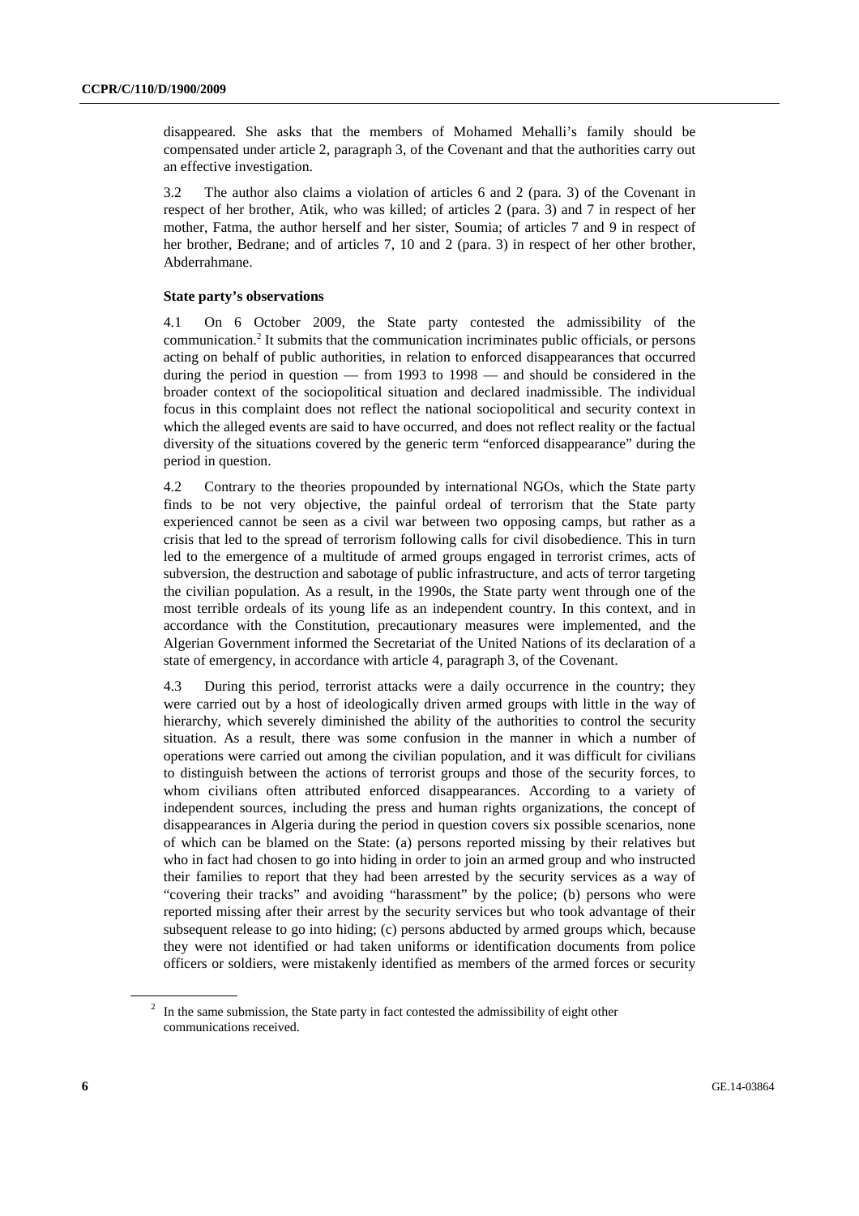disappeared. She asks that the members of Mohamed Mehalli's family should be compensated under article 2, paragraph 3, of the Covenant and that the authorities carry out an effective investigation.

3.2 The author also claims a violation of articles 6 and 2 (para. 3) of the Covenant in respect of her brother, Atik, who was killed; of articles 2 (para. 3) and 7 in respect of her mother, Fatma, the author herself and her sister, Soumia; of articles 7 and 9 in respect of her brother, Bedrane; and of articles 7, 10 and 2 (para. 3) in respect of her other brother, Abderrahmane.

### State party's observations

4.1 On 6 October 2009, the State party contested the admissibility of the communication.[2] It submits that the communication incriminates public officials, or persons acting on behalf of public authorities, in relation to enforced disappearances that occurred during the period in question — from 1993 to 1998 — and should be considered in the broader context of the sociopolitical situation and declared inadmissible. The individual focus in this complaint does not reflect the national sociopolitical and security context in which the alleged events are said to have occurred, and does not reflect reality or the factual diversity of the situations covered by the generic term "enforced disappearance" during the period in question.

4.2 Contrary to the theories propounded by international NGOs, which the State party finds to be not very objective, the painful ordeal of terrorism that the State party experienced cannot be seen as a civil war between two opposing camps, but rather as a crisis that led to the spread of terrorism following calls for civil disobedience. This in turn led to the emergence of a multitude of armed groups engaged in terrorist crimes, acts of subversion, the destruction and sabotage of public infrastructure, and acts of terror targeting the civilian population. As a result, in the 1990s, the State party went through one of the most terrible ordeals of its young life as an independent country. In this context, and in accordance with the Constitution, precautionary measures were implemented, and the Algerian Government informed the Secretariat of the United Nations of its declaration of a state of emergency, in accordance with article 4, paragraph 3, of the Covenant.

4.3 During this period, terrorist attacks were a daily occurrence in the country; they were carried out by a host of ideologically driven armed groups with little in the way of hierarchy, which severely diminished the ability of the authorities to control the security situation. As a result, there was some confusion in the manner in which a number of operations were carried out among the civilian population, and it was difficult for civilians to distinguish between the actions of terrorist groups and those of the security forces, to whom civilians often attributed enforced disappearances. According to a variety of independent sources, including the press and human rights organizations, the concept of disappearances in Algeria during the period in question covers six possible scenarios, none of which can be blamed on the State: (a) persons reported missing by their relatives but who in fact had chosen to go into hiding in order to join an armed group and who instructed their families to report that they had been arrested by the security services as a way of "covering their tracks" and avoiding "harassment" by the police; (b) persons who were reported missing after their arrest by the security services but who took advantage of their subsequent release to go into hiding; (c) persons abducted by armed groups which, because they were not identified or had taken uniforms or identification documents from police officers or soldiers, were mistakenly identified as members of the armed forces or security

---

[2] In the same submission, the State party in fact contested the admissibility of eight other communications received.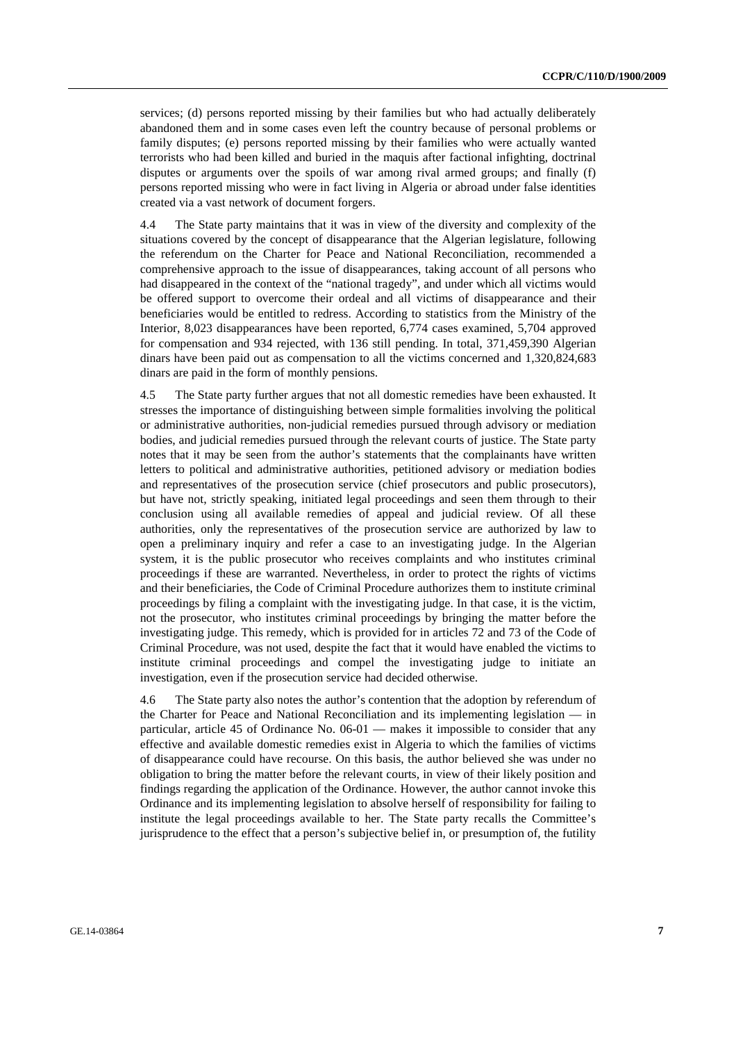services; (d) persons reported missing by their families but who had actually deliberately abandoned them and in some cases even left the country because of personal problems or family disputes; (e) persons reported missing by their families who were actually wanted terrorists who had been killed and buried in the maquis after factional infighting, doctrinal disputes or arguments over the spoils of war among rival armed groups; and finally (f) persons reported missing who were in fact living in Algeria or abroad under false identities created via a vast network of document forgers.

4.4 The State party maintains that it was in view of the diversity and complexity of the situations covered by the concept of disappearance that the Algerian legislature, following the referendum on the Charter for Peace and National Reconciliation, recommended a comprehensive approach to the issue of disappearances, taking account of all persons who had disappeared in the context of the "national tragedy", and under which all victims would be offered support to overcome their ordeal and all victims of disappearance and their beneficiaries would be entitled to redress. According to statistics from the Ministry of the Interior, 8,023 disappearances have been reported, 6,774 cases examined, 5,704 approved for compensation and 934 rejected, with 136 still pending. In total, 371,459,390 Algerian dinars have been paid out as compensation to all the victims concerned and 1,320,824,683 dinars are paid in the form of monthly pensions.

4.5 The State party further argues that not all domestic remedies have been exhausted. It stresses the importance of distinguishing between simple formalities involving the political or administrative authorities, non-judicial remedies pursued through advisory or mediation bodies, and judicial remedies pursued through the relevant courts of justice. The State party notes that it may be seen from the author's statements that the complainants have written letters to political and administrative authorities, petitioned advisory or mediation bodies and representatives of the prosecution service (chief prosecutors and public prosecutors), but have not, strictly speaking, initiated legal proceedings and seen them through to their conclusion using all available remedies of appeal and judicial review. Of all these authorities, only the representatives of the prosecution service are authorized by law to open a preliminary inquiry and refer a case to an investigating judge. In the Algerian system, it is the public prosecutor who receives complaints and who institutes criminal proceedings if these are warranted. Nevertheless, in order to protect the rights of victims and their beneficiaries, the Code of Criminal Procedure authorizes them to institute criminal proceedings by filing a complaint with the investigating judge. In that case, it is the victim, not the prosecutor, who institutes criminal proceedings by bringing the matter before the investigating judge. This remedy, which is provided for in articles 72 and 73 of the Code of Criminal Procedure, was not used, despite the fact that it would have enabled the victims to institute criminal proceedings and compel the investigating judge to initiate an investigation, even if the prosecution service had decided otherwise.

4.6 The State party also notes the author's contention that the adoption by referendum of the Charter for Peace and National Reconciliation and its implementing legislation — in particular, article 45 of Ordinance No. 06-01 — makes it impossible to consider that any effective and available domestic remedies exist in Algeria to which the families of victims of disappearance could have recourse. On this basis, the author believed she was under no obligation to bring the matter before the relevant courts, in view of their likely position and findings regarding the application of the Ordinance. However, the author cannot invoke this Ordinance and its implementing legislation to absolve herself of responsibility for failing to institute the legal proceedings available to her. The State party recalls the Committee's jurisprudence to the effect that a person's subjective belief in, or presumption of, the futility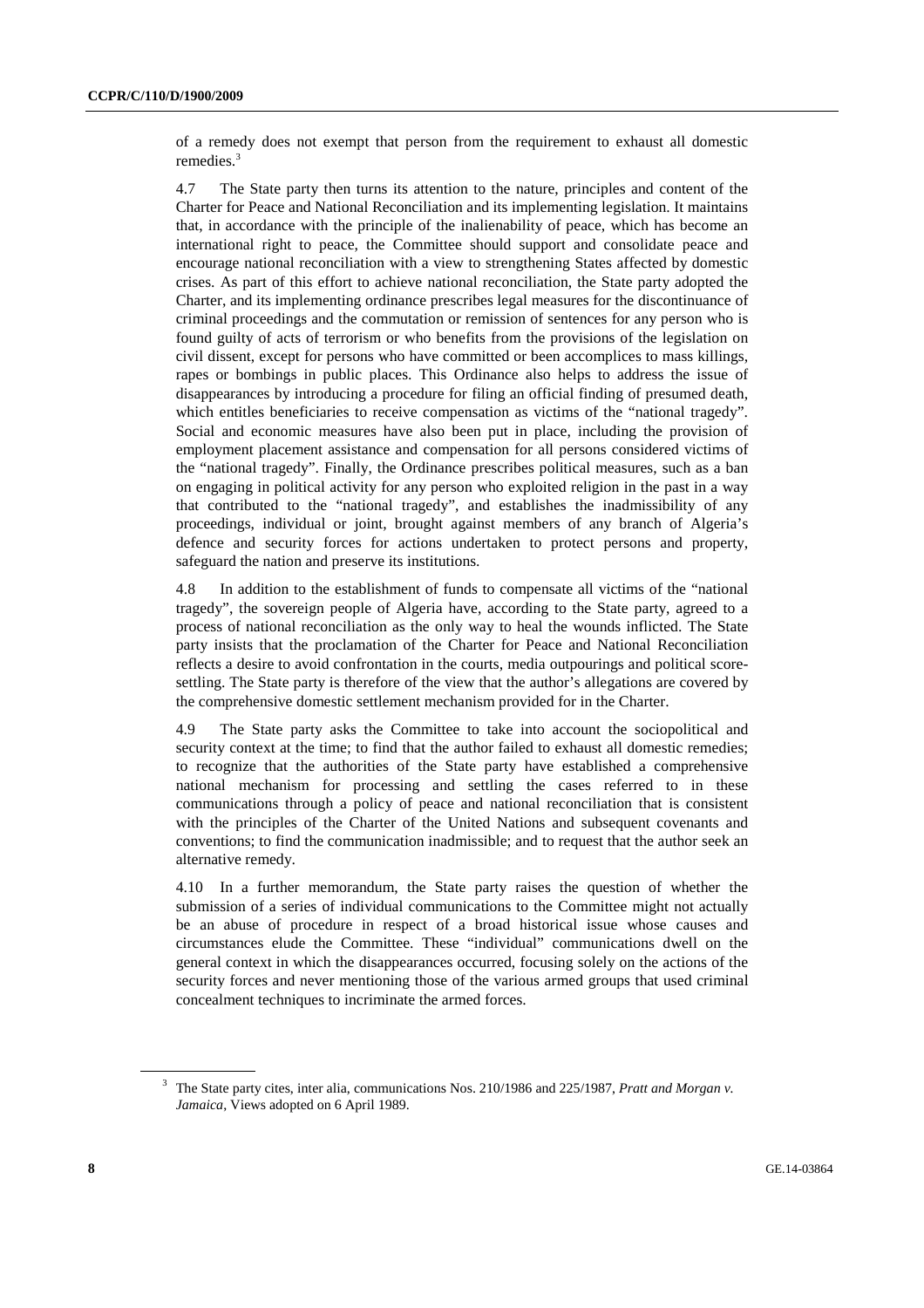of a remedy does not exempt that person from the requirement to exhaust all domestic remedies.[3]

4.7 The State party then turns its attention to the nature, principles and content of the Charter for Peace and National Reconciliation and its implementing legislation. It maintains that, in accordance with the principle of the inalienability of peace, which has become an international right to peace, the Committee should support and consolidate peace and encourage national reconciliation with a view to strengthening States affected by domestic crises. As part of this effort to achieve national reconciliation, the State party adopted the Charter, and its implementing ordinance prescribes legal measures for the discontinuance of criminal proceedings and the commutation or remission of sentences for any person who is found guilty of acts of terrorism or who benefits from the provisions of the legislation on civil dissent, except for persons who have committed or been accomplices to mass killings, rapes or bombings in public places. This Ordinance also helps to address the issue of disappearances by introducing a procedure for filing an official finding of presumed death, which entitles beneficiaries to receive compensation as victims of the "national tragedy". Social and economic measures have also been put in place, including the provision of employment placement assistance and compensation for all persons considered victims of the "national tragedy". Finally, the Ordinance prescribes political measures, such as a ban on engaging in political activity for any person who exploited religion in the past in a way that contributed to the "national tragedy", and establishes the inadmissibility of any proceedings, individual or joint, brought against members of any branch of Algeria's defence and security forces for actions undertaken to protect persons and property, safeguard the nation and preserve its institutions.

4.8 In addition to the establishment of funds to compensate all victims of the "national tragedy", the sovereign people of Algeria have, according to the State party, agreed to a process of national reconciliation as the only way to heal the wounds inflicted. The State party insists that the proclamation of the Charter for Peace and National Reconciliation reflects a desire to avoid confrontation in the courts, media outpourings and political score-settling. The State party is therefore of the view that the author's allegations are covered by the comprehensive domestic settlement mechanism provided for in the Charter.

4.9 The State party asks the Committee to take into account the sociopolitical and security context at the time; to find that the author failed to exhaust all domestic remedies; to recognize that the authorities of the State party have established a comprehensive national mechanism for processing and settling the cases referred to in these communications through a policy of peace and national reconciliation that is consistent with the principles of the Charter of the United Nations and subsequent covenants and conventions; to find the communication inadmissible; and to request that the author seek an alternative remedy.

4.10 In a further memorandum, the State party raises the question of whether the submission of a series of individual communications to the Committee might not actually be an abuse of procedure in respect of a broad historical issue whose causes and circumstances elude the Committee. These "individual" communications dwell on the general context in which the disappearances occurred, focusing solely on the actions of the security forces and never mentioning those of the various armed groups that used criminal concealment techniques to incriminate the armed forces.

[3] The State party cites, inter alia, communications Nos. 210/1986 and 225/1987, *Pratt and Morgan v. Jamaica*, Views adopted on 6 April 1989.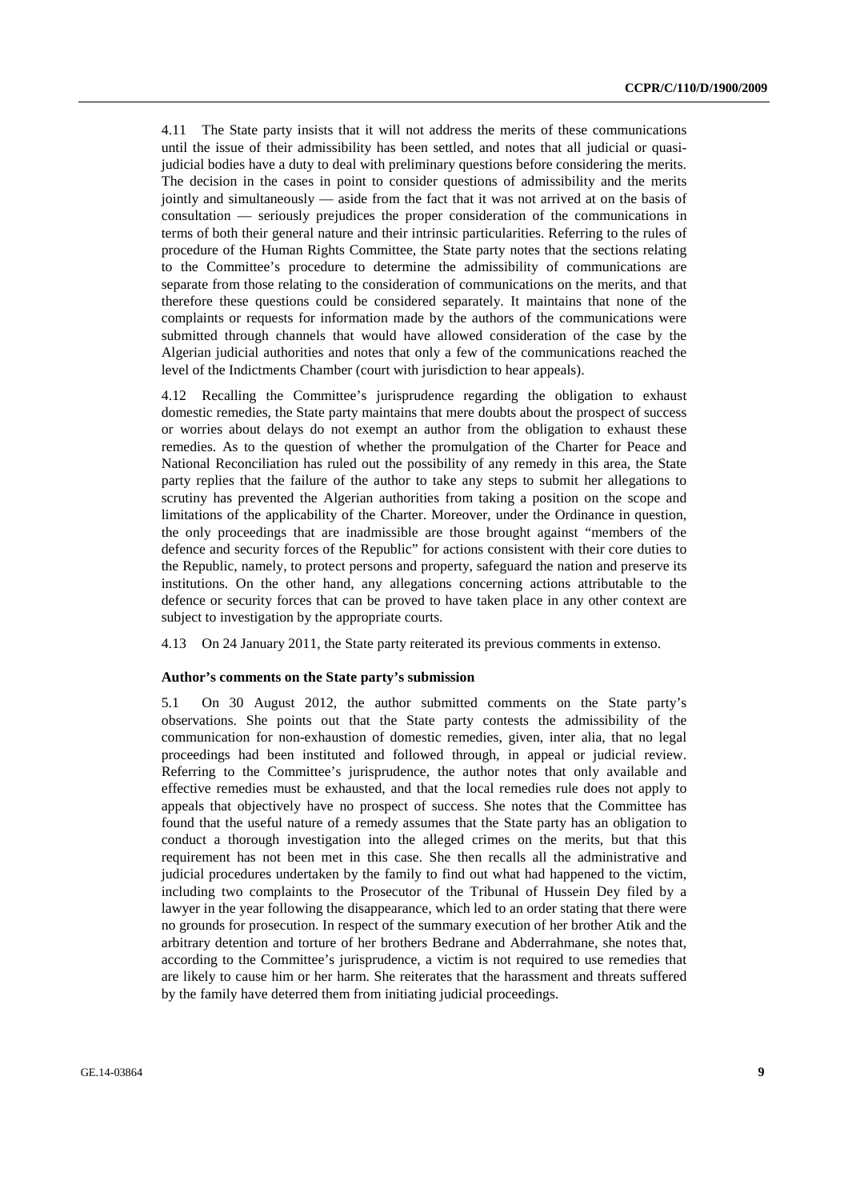4.11 The State party insists that it will not address the merits of these communications until the issue of their admissibility has been settled, and notes that all judicial or quasi-judicial bodies have a duty to deal with preliminary questions before considering the merits. The decision in the cases in point to consider questions of admissibility and the merits jointly and simultaneously — aside from the fact that it was not arrived at on the basis of consultation — seriously prejudices the proper consideration of the communications in terms of both their general nature and their intrinsic particularities. Referring to the rules of procedure of the Human Rights Committee, the State party notes that the sections relating to the Committee's procedure to determine the admissibility of communications are separate from those relating to the consideration of communications on the merits, and that therefore these questions could be considered separately. It maintains that none of the complaints or requests for information made by the authors of the communications were submitted through channels that would have allowed consideration of the case by the Algerian judicial authorities and notes that only a few of the communications reached the level of the Indictments Chamber (court with jurisdiction to hear appeals).

4.12 Recalling the Committee's jurisprudence regarding the obligation to exhaust domestic remedies, the State party maintains that mere doubts about the prospect of success or worries about delays do not exempt an author from the obligation to exhaust these remedies. As to the question of whether the promulgation of the Charter for Peace and National Reconciliation has ruled out the possibility of any remedy in this area, the State party replies that the failure of the author to take any steps to submit her allegations to scrutiny has prevented the Algerian authorities from taking a position on the scope and limitations of the applicability of the Charter. Moreover, under the Ordinance in question, the only proceedings that are inadmissible are those brought against "members of the defence and security forces of the Republic" for actions consistent with their core duties to the Republic, namely, to protect persons and property, safeguard the nation and preserve its institutions. On the other hand, any allegations concerning actions attributable to the defence or security forces that can be proved to have taken place in any other context are subject to investigation by the appropriate courts.

4.13 On 24 January 2011, the State party reiterated its previous comments in extenso.

### Author's comments on the State party's submission

5.1 On 30 August 2012, the author submitted comments on the State party's observations. She points out that the State party contests the admissibility of the communication for non-exhaustion of domestic remedies, given, inter alia, that no legal proceedings had been instituted and followed through, in appeal or judicial review. Referring to the Committee's jurisprudence, the author notes that only available and effective remedies must be exhausted, and that the local remedies rule does not apply to appeals that objectively have no prospect of success. She notes that the Committee has found that the useful nature of a remedy assumes that the State party has an obligation to conduct a thorough investigation into the alleged crimes on the merits, but that this requirement has not been met in this case. She then recalls all the administrative and judicial procedures undertaken by the family to find out what had happened to the victim, including two complaints to the Prosecutor of the Tribunal of Hussein Dey filed by a lawyer in the year following the disappearance, which led to an order stating that there were no grounds for prosecution. In respect of the summary execution of her brother Atik and the arbitrary detention and torture of her brothers Bedrane and Abderrahmane, she notes that, according to the Committee's jurisprudence, a victim is not required to use remedies that are likely to cause him or her harm. She reiterates that the harassment and threats suffered by the family have deterred them from initiating judicial proceedings.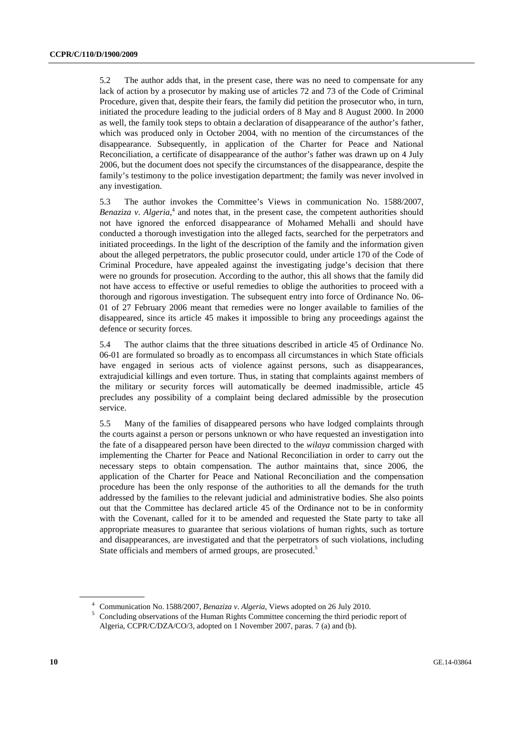5.2 The author adds that, in the present case, there was no need to compensate for any lack of action by a prosecutor by making use of articles 72 and 73 of the Code of Criminal Procedure, given that, despite their fears, the family did petition the prosecutor who, in turn, initiated the procedure leading to the judicial orders of 8 May and 8 August 2000. In 2000 as well, the family took steps to obtain a declaration of disappearance of the author's father, which was produced only in October 2004, with no mention of the circumstances of the disappearance. Subsequently, in application of the Charter for Peace and National Reconciliation, a certificate of disappearance of the author's father was drawn up on 4 July 2006, but the document does not specify the circumstances of the disappearance, despite the family's testimony to the police investigation department; the family was never involved in any investigation.

5.3 The author invokes the Committee's Views in communication No. 1588/2007, *Benaziza v. Algeria*,[4] and notes that, in the present case, the competent authorities should not have ignored the enforced disappearance of Mohamed Mehalli and should have conducted a thorough investigation into the alleged facts, searched for the perpetrators and initiated proceedings. In the light of the description of the family and the information given about the alleged perpetrators, the public prosecutor could, under article 170 of the Code of Criminal Procedure, have appealed against the investigating judge's decision that there were no grounds for prosecution. According to the author, this all shows that the family did not have access to effective or useful remedies to oblige the authorities to proceed with a thorough and rigorous investigation. The subsequent entry into force of Ordinance No. 06-01 of 27 February 2006 meant that remedies were no longer available to families of the disappeared, since its article 45 makes it impossible to bring any proceedings against the defence or security forces.

5.4 The author claims that the three situations described in article 45 of Ordinance No. 06-01 are formulated so broadly as to encompass all circumstances in which State officials have engaged in serious acts of violence against persons, such as disappearances, extrajudicial killings and even torture. Thus, in stating that complaints against members of the military or security forces will automatically be deemed inadmissible, article 45 precludes any possibility of a complaint being declared admissible by the prosecution service.

5.5 Many of the families of disappeared persons who have lodged complaints through the courts against a person or persons unknown or who have requested an investigation into the fate of a disappeared person have been directed to the *wilaya* commission charged with implementing the Charter for Peace and National Reconciliation in order to carry out the necessary steps to obtain compensation. The author maintains that, since 2006, the application of the Charter for Peace and National Reconciliation and the compensation procedure has been the only response of the authorities to all the demands for the truth addressed by the families to the relevant judicial and administrative bodies. She also points out that the Committee has declared article 45 of the Ordinance not to be in conformity with the Covenant, called for it to be amended and requested the State party to take all appropriate measures to guarantee that serious violations of human rights, such as torture and disappearances, are investigated and that the perpetrators of such violations, including State officials and members of armed groups, are prosecuted.[5]

---

[4] Communication No. 1588/2007, *Benaziza v. Algeria*, Views adopted on 26 July 2010.

[5] Concluding observations of the Human Rights Committee concerning the third periodic report of Algeria, CCPR/C/DZA/CO/3, adopted on 1 November 2007, paras. 7 (a) and (b).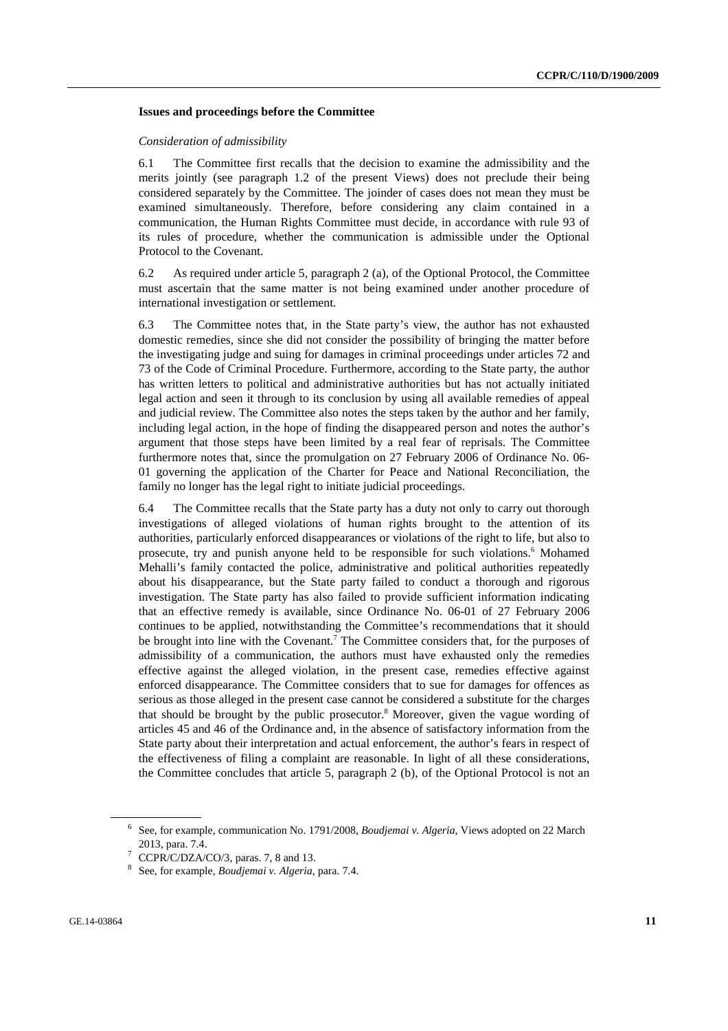### Issues and proceedings before the Committee

*Consideration of admissibility*

6.1 The Committee first recalls that the decision to examine the admissibility and the merits jointly (see paragraph 1.2 of the present Views) does not preclude their being considered separately by the Committee. The joinder of cases does not mean they must be examined simultaneously. Therefore, before considering any claim contained in a communication, the Human Rights Committee must decide, in accordance with rule 93 of its rules of procedure, whether the communication is admissible under the Optional Protocol to the Covenant.

6.2 As required under article 5, paragraph 2 (a), of the Optional Protocol, the Committee must ascertain that the same matter is not being examined under another procedure of international investigation or settlement.

6.3 The Committee notes that, in the State party's view, the author has not exhausted domestic remedies, since she did not consider the possibility of bringing the matter before the investigating judge and suing for damages in criminal proceedings under articles 72 and 73 of the Code of Criminal Procedure. Furthermore, according to the State party, the author has written letters to political and administrative authorities but has not actually initiated legal action and seen it through to its conclusion by using all available remedies of appeal and judicial review. The Committee also notes the steps taken by the author and her family, including legal action, in the hope of finding the disappeared person and notes the author's argument that those steps have been limited by a real fear of reprisals. The Committee furthermore notes that, since the promulgation on 27 February 2006 of Ordinance No. 06-01 governing the application of the Charter for Peace and National Reconciliation, the family no longer has the legal right to initiate judicial proceedings.

6.4 The Committee recalls that the State party has a duty not only to carry out thorough investigations of alleged violations of human rights brought to the attention of its authorities, particularly enforced disappearances or violations of the right to life, but also to prosecute, try and punish anyone held to be responsible for such violations.[6] Mohamed Mehalli's family contacted the police, administrative and political authorities repeatedly about his disappearance, but the State party failed to conduct a thorough and rigorous investigation. The State party has also failed to provide sufficient information indicating that an effective remedy is available, since Ordinance No. 06-01 of 27 February 2006 continues to be applied, notwithstanding the Committee's recommendations that it should be brought into line with the Covenant.[7] The Committee considers that, for the purposes of admissibility of a communication, the authors must have exhausted only the remedies effective against the alleged violation, in the present case, remedies effective against enforced disappearance. The Committee considers that to sue for damages for offences as serious as those alleged in the present case cannot be considered a substitute for the charges that should be brought by the public prosecutor.[8] Moreover, given the vague wording of articles 45 and 46 of the Ordinance and, in the absence of satisfactory information from the State party about their interpretation and actual enforcement, the author's fears in respect of the effectiveness of filing a complaint are reasonable. In light of all these considerations, the Committee concludes that article 5, paragraph 2 (b), of the Optional Protocol is not an

---

[6] See, for example, communication No. 1791/2008, *Boudjemai v. Algeria*, Views adopted on 22 March 2013, para. 7.4.

[7] CCPR/C/DZA/CO/3, paras. 7, 8 and 13.

[8] See, for example, *Boudjemai v. Algeria*, para. 7.4.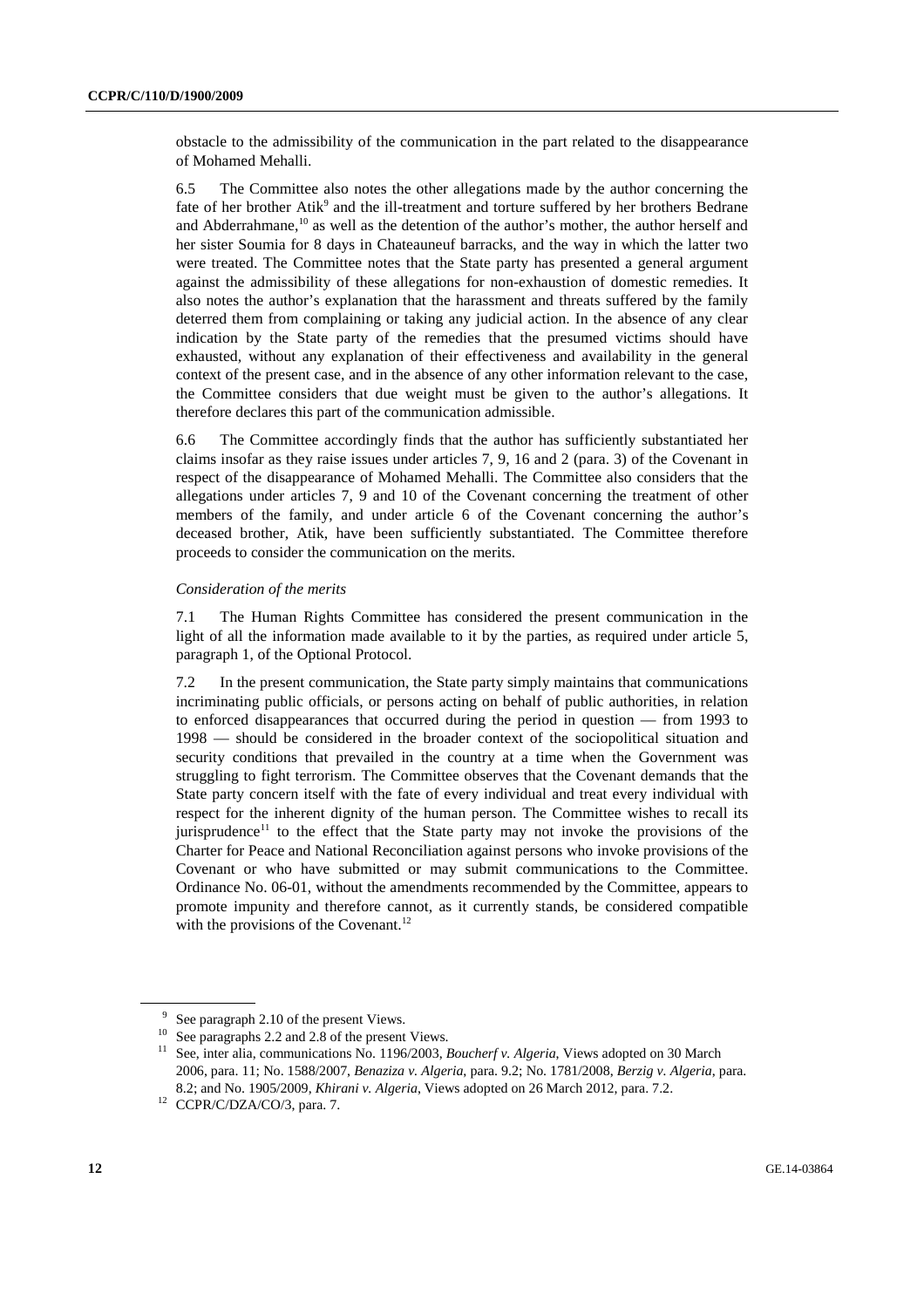obstacle to the admissibility of the communication in the part related to the disappearance of Mohamed Mehalli.

6.5 The Committee also notes the other allegations made by the author concerning the fate of her brother Atik[9] and the ill-treatment and torture suffered by her brothers Bedrane and Abderrahmane,[10] as well as the detention of the author's mother, the author herself and her sister Soumia for 8 days in Chateauneuf barracks, and the way in which the latter two were treated. The Committee notes that the State party has presented a general argument against the admissibility of these allegations for non-exhaustion of domestic remedies. It also notes the author's explanation that the harassment and threats suffered by the family deterred them from complaining or taking any judicial action. In the absence of any clear indication by the State party of the remedies that the presumed victims should have exhausted, without any explanation of their effectiveness and availability in the general context of the present case, and in the absence of any other information relevant to the case, the Committee considers that due weight must be given to the author's allegations. It therefore declares this part of the communication admissible.

6.6 The Committee accordingly finds that the author has sufficiently substantiated her claims insofar as they raise issues under articles 7, 9, 16 and 2 (para. 3) of the Covenant in respect of the disappearance of Mohamed Mehalli. The Committee also considers that the allegations under articles 7, 9 and 10 of the Covenant concerning the treatment of other members of the family, and under article 6 of the Covenant concerning the author's deceased brother, Atik, have been sufficiently substantiated. The Committee therefore proceeds to consider the communication on the merits.

*Consideration of the merits*

7.1 The Human Rights Committee has considered the present communication in the light of all the information made available to it by the parties, as required under article 5, paragraph 1, of the Optional Protocol.

7.2 In the present communication, the State party simply maintains that communications incriminating public officials, or persons acting on behalf of public authorities, in relation to enforced disappearances that occurred during the period in question — from 1993 to 1998 — should be considered in the broader context of the sociopolitical situation and security conditions that prevailed in the country at a time when the Government was struggling to fight terrorism. The Committee observes that the Covenant demands that the State party concern itself with the fate of every individual and treat every individual with respect for the inherent dignity of the human person. The Committee wishes to recall its jurisprudence[11] to the effect that the State party may not invoke the provisions of the Charter for Peace and National Reconciliation against persons who invoke provisions of the Covenant or who have submitted or may submit communications to the Committee. Ordinance No. 06-01, without the amendments recommended by the Committee, appears to promote impunity and therefore cannot, as it currently stands, be considered compatible with the provisions of the Covenant.[12]

---

[9] See paragraph 2.10 of the present Views.

[10] See paragraphs 2.2 and 2.8 of the present Views.

[11] See, inter alia, communications No. 1196/2003, *Boucherf v. Algeria*, Views adopted on 30 March 2006, para. 11; No. 1588/2007, *Benaziza v. Algeria*, para. 9.2; No. 1781/2008, *Berzig v. Algeria*, para. 8.2; and No. 1905/2009, *Khirani v. Algeria*, Views adopted on 26 March 2012, para. 7.2.

[12] CCPR/C/DZA/CO/3, para. 7.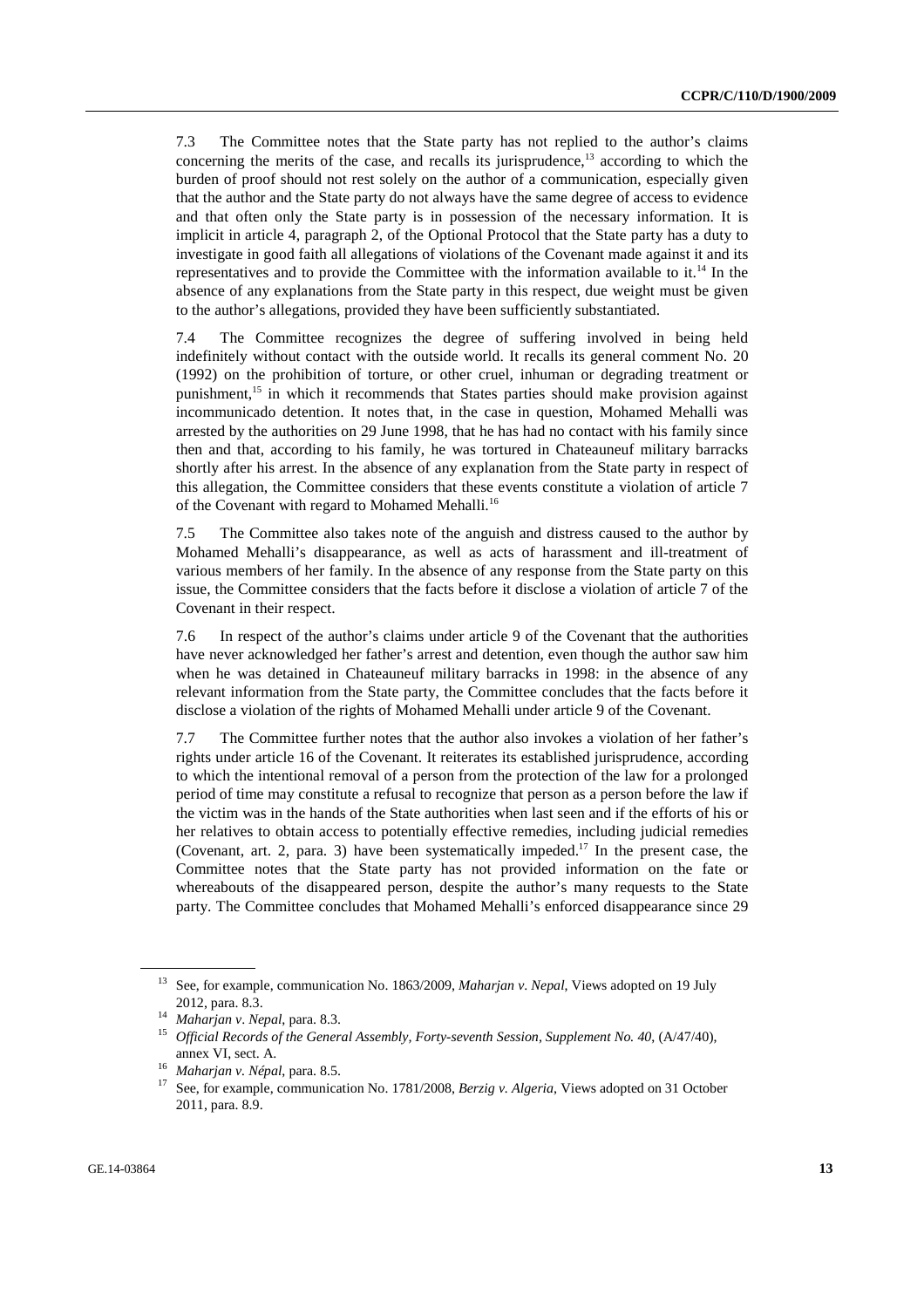7.3 The Committee notes that the State party has not replied to the author's claims concerning the merits of the case, and recalls its jurisprudence,[13] according to which the burden of proof should not rest solely on the author of a communication, especially given that the author and the State party do not always have the same degree of access to evidence and that often only the State party is in possession of the necessary information. It is implicit in article 4, paragraph 2, of the Optional Protocol that the State party has a duty to investigate in good faith all allegations of violations of the Covenant made against it and its representatives and to provide the Committee with the information available to it.[14] In the absence of any explanations from the State party in this respect, due weight must be given to the author's allegations, provided they have been sufficiently substantiated.

7.4 The Committee recognizes the degree of suffering involved in being held indefinitely without contact with the outside world. It recalls its general comment No. 20 (1992) on the prohibition of torture, or other cruel, inhuman or degrading treatment or punishment,[15] in which it recommends that States parties should make provision against incommunicado detention. It notes that, in the case in question, Mohamed Mehalli was arrested by the authorities on 29 June 1998, that he has had no contact with his family since then and that, according to his family, he was tortured in Chateauneuf military barracks shortly after his arrest. In the absence of any explanation from the State party in respect of this allegation, the Committee considers that these events constitute a violation of article 7 of the Covenant with regard to Mohamed Mehalli.[16]

7.5 The Committee also takes note of the anguish and distress caused to the author by Mohamed Mehalli's disappearance, as well as acts of harassment and ill-treatment of various members of her family. In the absence of any response from the State party on this issue, the Committee considers that the facts before it disclose a violation of article 7 of the Covenant in their respect.

7.6 In respect of the author's claims under article 9 of the Covenant that the authorities have never acknowledged her father's arrest and detention, even though the author saw him when he was detained in Chateauneuf military barracks in 1998: in the absence of any relevant information from the State party, the Committee concludes that the facts before it disclose a violation of the rights of Mohamed Mehalli under article 9 of the Covenant.

7.7 The Committee further notes that the author also invokes a violation of her father's rights under article 16 of the Covenant. It reiterates its established jurisprudence, according to which the intentional removal of a person from the protection of the law for a prolonged period of time may constitute a refusal to recognize that person as a person before the law if the victim was in the hands of the State authorities when last seen and if the efforts of his or her relatives to obtain access to potentially effective remedies, including judicial remedies (Covenant, art. 2, para. 3) have been systematically impeded.[17] In the present case, the Committee notes that the State party has not provided information on the fate or whereabouts of the disappeared person, despite the author's many requests to the State party. The Committee concludes that Mohamed Mehalli's enforced disappearance since 29

---

[13] See, for example, communication No. 1863/2009, *Maharjan v. Nepal*, Views adopted on 19 July 2012, para. 8.3.

[14] *Maharjan v. Nepal*, para. 8.3.

[15] *Official Records of the General Assembly, Forty-seventh Session, Supplement No. 40*, (A/47/40), annex VI, sect. A.

[16] *Maharjan v. Népal*, para. 8.5.

[17] See, for example, communication No. 1781/2008, *Berzig v. Algeria*, Views adopted on 31 October 2011, para. 8.9.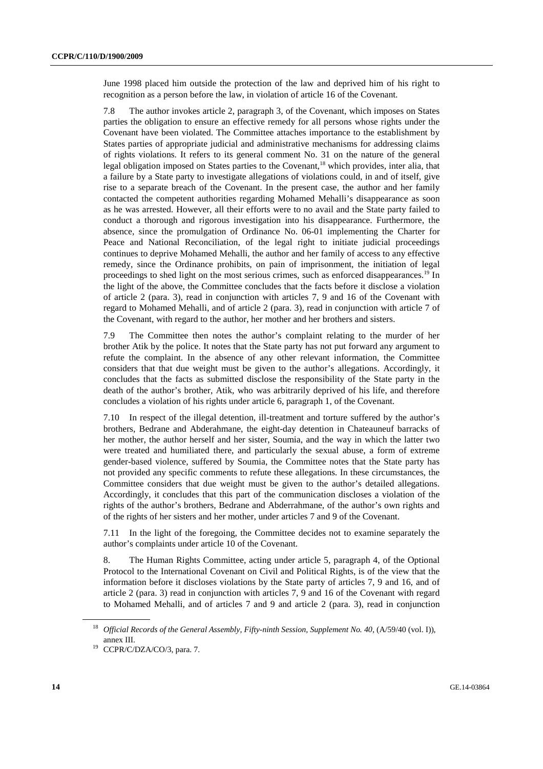June 1998 placed him outside the protection of the law and deprived him of his right to recognition as a person before the law, in violation of article 16 of the Covenant.

7.8 The author invokes article 2, paragraph 3, of the Covenant, which imposes on States parties the obligation to ensure an effective remedy for all persons whose rights under the Covenant have been violated. The Committee attaches importance to the establishment by States parties of appropriate judicial and administrative mechanisms for addressing claims of rights violations. It refers to its general comment No. 31 on the nature of the general legal obligation imposed on States parties to the Covenant,[18] which provides, inter alia, that a failure by a State party to investigate allegations of violations could, in and of itself, give rise to a separate breach of the Covenant. In the present case, the author and her family contacted the competent authorities regarding Mohamed Mehalli's disappearance as soon as he was arrested. However, all their efforts were to no avail and the State party failed to conduct a thorough and rigorous investigation into his disappearance. Furthermore, the absence, since the promulgation of Ordinance No. 06-01 implementing the Charter for Peace and National Reconciliation, of the legal right to initiate judicial proceedings continues to deprive Mohamed Mehalli, the author and her family of access to any effective remedy, since the Ordinance prohibits, on pain of imprisonment, the initiation of legal proceedings to shed light on the most serious crimes, such as enforced disappearances.[19] In the light of the above, the Committee concludes that the facts before it disclose a violation of article 2 (para. 3), read in conjunction with articles 7, 9 and 16 of the Covenant with regard to Mohamed Mehalli, and of article 2 (para. 3), read in conjunction with article 7 of the Covenant, with regard to the author, her mother and her brothers and sisters.

7.9 The Committee then notes the author's complaint relating to the murder of her brother Atik by the police. It notes that the State party has not put forward any argument to refute the complaint. In the absence of any other relevant information, the Committee considers that that due weight must be given to the author's allegations. Accordingly, it concludes that the facts as submitted disclose the responsibility of the State party in the death of the author's brother, Atik, who was arbitrarily deprived of his life, and therefore concludes a violation of his rights under article 6, paragraph 1, of the Covenant.

7.10 In respect of the illegal detention, ill-treatment and torture suffered by the author's brothers, Bedrane and Abderahmane, the eight-day detention in Chateauneuf barracks of her mother, the author herself and her sister, Soumia, and the way in which the latter two were treated and humiliated there, and particularly the sexual abuse, a form of extreme gender-based violence, suffered by Soumia, the Committee notes that the State party has not provided any specific comments to refute these allegations. In these circumstances, the Committee considers that due weight must be given to the author's detailed allegations. Accordingly, it concludes that this part of the communication discloses a violation of the rights of the author's brothers, Bedrane and Abderrahmane, of the author's own rights and of the rights of her sisters and her mother, under articles 7 and 9 of the Covenant.

7.11 In the light of the foregoing, the Committee decides not to examine separately the author's complaints under article 10 of the Covenant.

8. The Human Rights Committee, acting under article 5, paragraph 4, of the Optional Protocol to the International Covenant on Civil and Political Rights, is of the view that the information before it discloses violations by the State party of articles 7, 9 and 16, and of article 2 (para. 3) read in conjunction with articles 7, 9 and 16 of the Covenant with regard to Mohamed Mehalli, and of articles 7 and 9 and article 2 (para. 3), read in conjunction

---

[18] *Official Records of the General Assembly, Fifty-ninth Session, Supplement No. 40*, (A/59/40 (vol. I)), annex III.

[19] CCPR/C/DZA/CO/3, para. 7.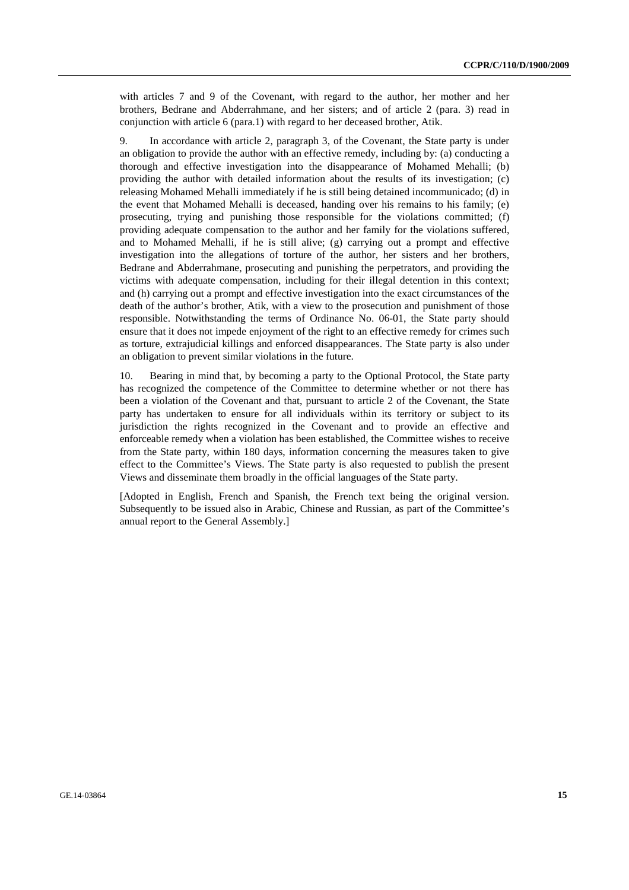with articles 7 and 9 of the Covenant, with regard to the author, her mother and her brothers, Bedrane and Abderrahmane, and her sisters; and of article 2 (para. 3) read in conjunction with article 6 (para.1) with regard to her deceased brother, Atik.

9. In accordance with article 2, paragraph 3, of the Covenant, the State party is under an obligation to provide the author with an effective remedy, including by: (a) conducting a thorough and effective investigation into the disappearance of Mohamed Mehalli; (b) providing the author with detailed information about the results of its investigation; (c) releasing Mohamed Mehalli immediately if he is still being detained incommunicado; (d) in the event that Mohamed Mehalli is deceased, handing over his remains to his family; (e) prosecuting, trying and punishing those responsible for the violations committed; (f) providing adequate compensation to the author and her family for the violations suffered, and to Mohamed Mehalli, if he is still alive; (g) carrying out a prompt and effective investigation into the allegations of torture of the author, her sisters and her brothers, Bedrane and Abderrahmane, prosecuting and punishing the perpetrators, and providing the victims with adequate compensation, including for their illegal detention in this context; and (h) carrying out a prompt and effective investigation into the exact circumstances of the death of the author's brother, Atik, with a view to the prosecution and punishment of those responsible. Notwithstanding the terms of Ordinance No. 06-01, the State party should ensure that it does not impede enjoyment of the right to an effective remedy for crimes such as torture, extrajudicial killings and enforced disappearances. The State party is also under an obligation to prevent similar violations in the future.

10. Bearing in mind that, by becoming a party to the Optional Protocol, the State party has recognized the competence of the Committee to determine whether or not there has been a violation of the Covenant and that, pursuant to article 2 of the Covenant, the State party has undertaken to ensure for all individuals within its territory or subject to its jurisdiction the rights recognized in the Covenant and to provide an effective and enforceable remedy when a violation has been established, the Committee wishes to receive from the State party, within 180 days, information concerning the measures taken to give effect to the Committee's Views. The State party is also requested to publish the present Views and disseminate them broadly in the official languages of the State party.

[Adopted in English, French and Spanish, the French text being the original version. Subsequently to be issued also in Arabic, Chinese and Russian, as part of the Committee's annual report to the General Assembly.]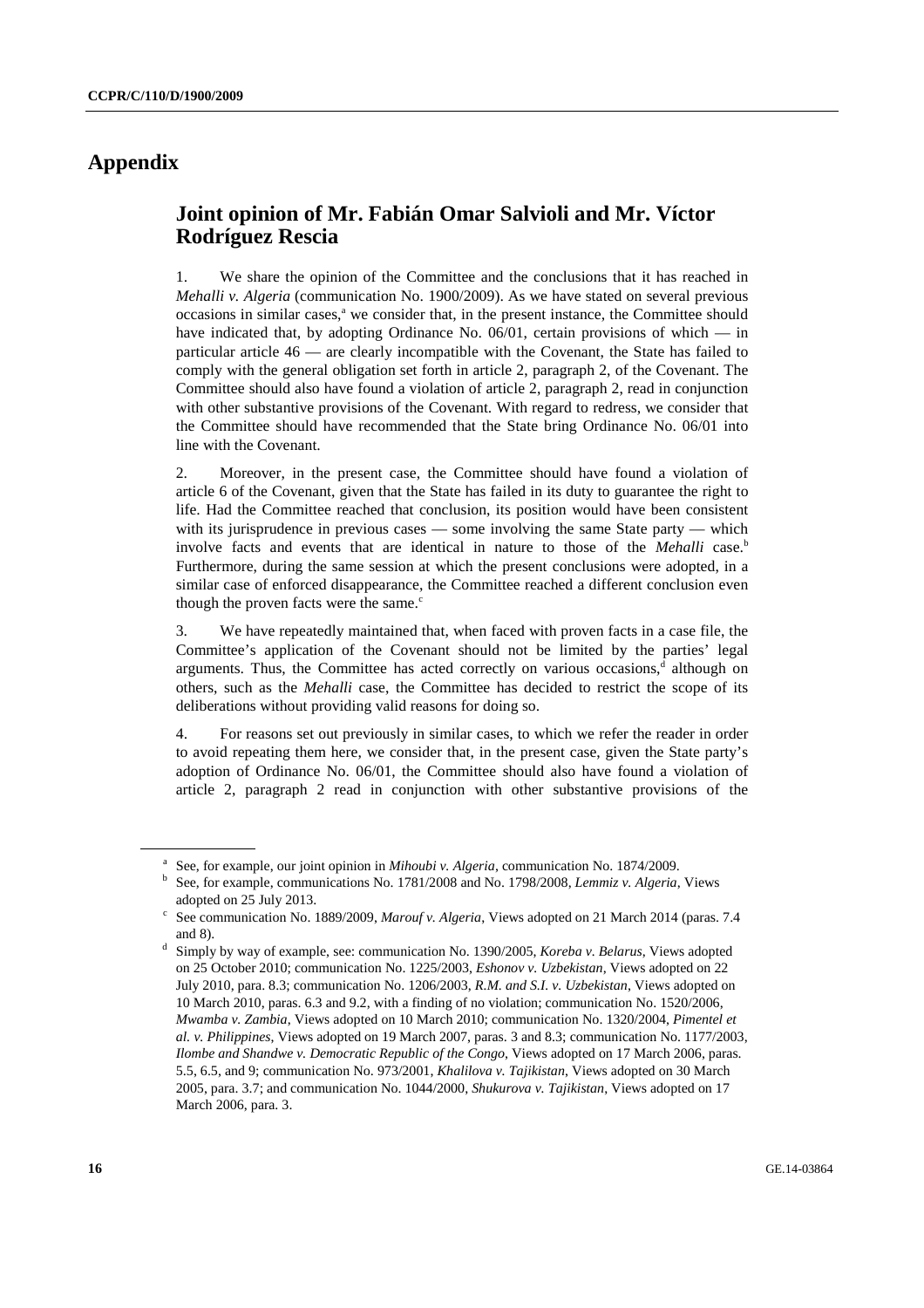# Appendix

## Joint opinion of Mr. Fabián Omar Salvioli and Mr. Víctor Rodríguez Rescia

1. We share the opinion of the Committee and the conclusions that it has reached in *Mehalli v. Algeria* (communication No. 1900/2009). As we have stated on several previous occasions in similar cases,[a] we consider that, in the present instance, the Committee should have indicated that, by adopting Ordinance No. 06/01, certain provisions of which — in particular article 46 — are clearly incompatible with the Covenant, the State has failed to comply with the general obligation set forth in article 2, paragraph 2, of the Covenant. The Committee should also have found a violation of article 2, paragraph 2, read in conjunction with other substantive provisions of the Covenant. With regard to redress, we consider that the Committee should have recommended that the State bring Ordinance No. 06/01 into line with the Covenant.

2. Moreover, in the present case, the Committee should have found a violation of article 6 of the Covenant, given that the State has failed in its duty to guarantee the right to life. Had the Committee reached that conclusion, its position would have been consistent with its jurisprudence in previous cases — some involving the same State party — which involve facts and events that are identical in nature to those of the *Mehalli* case.[b] Furthermore, during the same session at which the present conclusions were adopted, in a similar case of enforced disappearance, the Committee reached a different conclusion even though the proven facts were the same.[c]

3. We have repeatedly maintained that, when faced with proven facts in a case file, the Committee's application of the Covenant should not be limited by the parties' legal arguments. Thus, the Committee has acted correctly on various occasions,[d] although on others, such as the *Mehalli* case, the Committee has decided to restrict the scope of its deliberations without providing valid reasons for doing so.

4. For reasons set out previously in similar cases, to which we refer the reader in order to avoid repeating them here, we consider that, in the present case, given the State party's adoption of Ordinance No. 06/01, the Committee should also have found a violation of article 2, paragraph 2 read in conjunction with other substantive provisions of the

---

[a] See, for example, our joint opinion in *Mihoubi v. Algeria*, communication No. 1874/2009.

[b] See, for example, communications No. 1781/2008 and No. 1798/2008, *Lemmiz v. Algeria*, Views adopted on 25 July 2013.

[c] See communication No. 1889/2009, *Marouf v. Algeria*, Views adopted on 21 March 2014 (paras. 7.4 and 8).

[d] Simply by way of example, see: communication No. 1390/2005, *Koreba v. Belarus*, Views adopted on 25 October 2010; communication No. 1225/2003, *Eshonov v. Uzbekistan*, Views adopted on 22 July 2010, para. 8.3; communication No. 1206/2003, *R.M. and S.I. v. Uzbekistan*, Views adopted on 10 March 2010, paras. 6.3 and 9.2, with a finding of no violation; communication No. 1520/2006, *Mwamba v. Zambia*, Views adopted on 10 March 2010; communication No. 1320/2004, *Pimentel et al. v. Philippines*, Views adopted on 19 March 2007, paras. 3 and 8.3; communication No. 1177/2003, *Ilombe and Shandwe v. Democratic Republic of the Congo*, Views adopted on 17 March 2006, paras. 5.5, 6.5, and 9; communication No. 973/2001, *Khalilova v. Tajikistan*, Views adopted on 30 March 2005, para. 3.7; and communication No. 1044/2000, *Shukurova v. Tajikistan*, Views adopted on 17 March 2006, para. 3.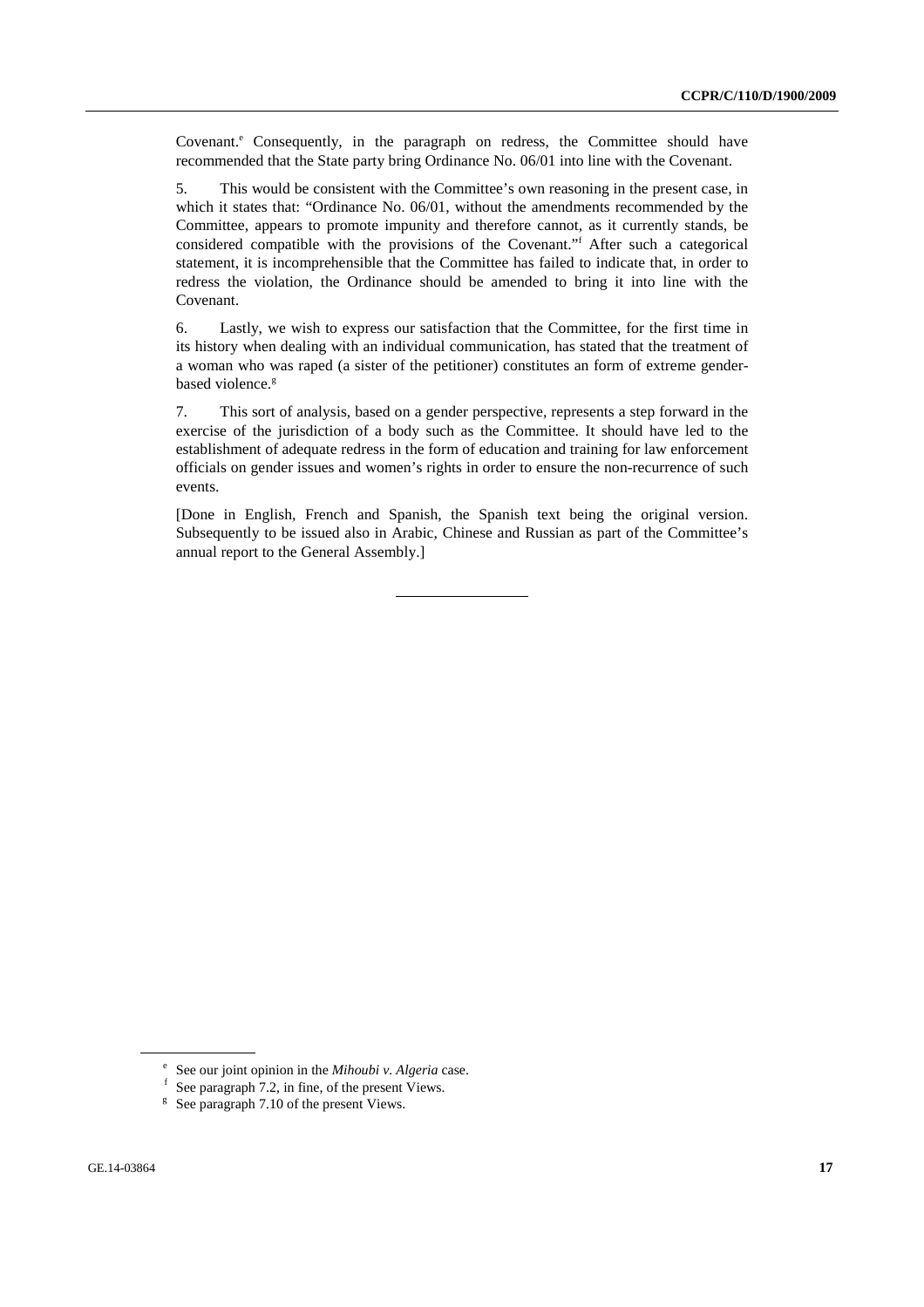Covenant.[e] Consequently, in the paragraph on redress, the Committee should have recommended that the State party bring Ordinance No. 06/01 into line with the Covenant.

5. This would be consistent with the Committee's own reasoning in the present case, in which it states that: "Ordinance No. 06/01, without the amendments recommended by the Committee, appears to promote impunity and therefore cannot, as it currently stands, be considered compatible with the provisions of the Covenant."[f] After such a categorical statement, it is incomprehensible that the Committee has failed to indicate that, in order to redress the violation, the Ordinance should be amended to bring it into line with the Covenant.

6. Lastly, we wish to express our satisfaction that the Committee, for the first time in its history when dealing with an individual communication, has stated that the treatment of a woman who was raped (a sister of the petitioner) constitutes an form of extreme gender-based violence.[g]

7. This sort of analysis, based on a gender perspective, represents a step forward in the exercise of the jurisdiction of a body such as the Committee. It should have led to the establishment of adequate redress in the form of education and training for law enforcement officials on gender issues and women's rights in order to ensure the non-recurrence of such events.

[Done in English, French and Spanish, the Spanish text being the original version. Subsequently to be issued also in Arabic, Chinese and Russian as part of the Committee's annual report to the General Assembly.]

---

[e] See our joint opinion in the *Mihoubi v. Algeria* case.

[f] See paragraph 7.2, in fine, of the present Views.

[g] See paragraph 7.10 of the present Views.